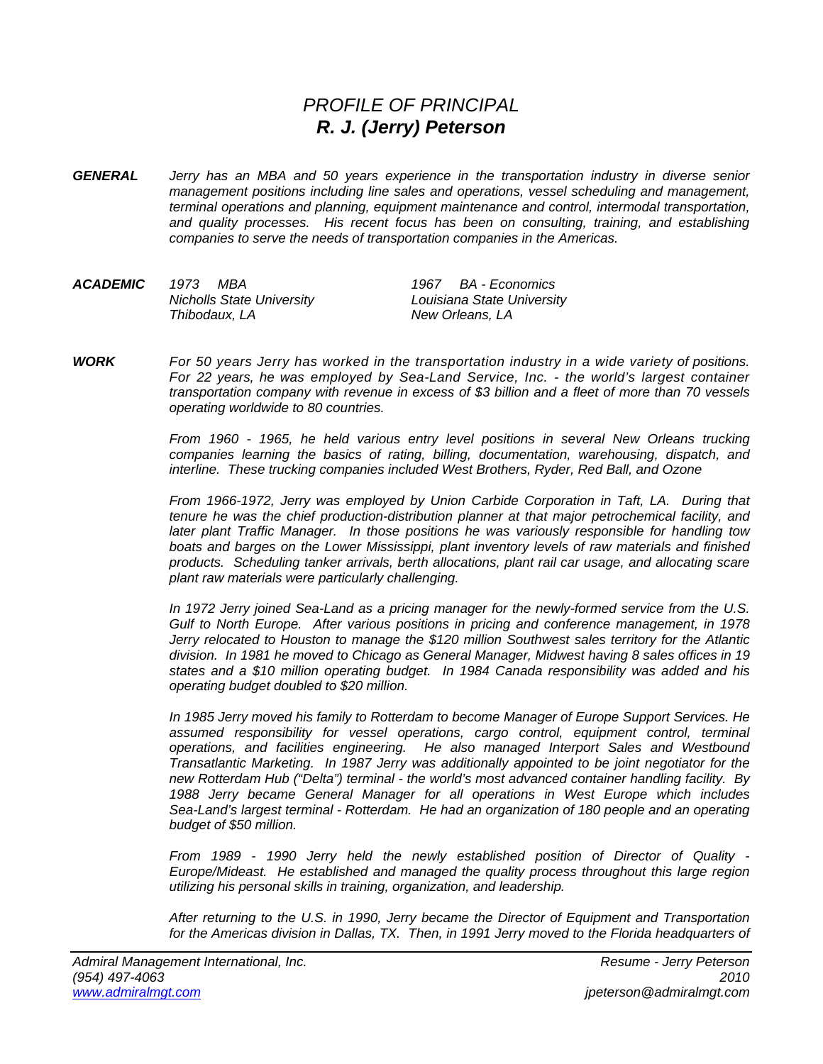# *PROFILE OF PRINCIPAL*
## ***R. J. (Jerry) Peterson***

***GENERAL*** *Jerry has an MBA and 50 years experience in the transportation industry in diverse senior management positions including line sales and operations, vessel scheduling and management, terminal operations and planning, equipment maintenance and control, intermodal transportation, and quality processes. His recent focus has been on consulting, training, and establishing companies to serve the needs of transportation companies in the Americas.*

***ACADEMIC***

| | |
|---|---|
| *1973 MBA* | *1967 BA - Economics* |
| *Nicholls State University* | *Louisiana State University* |
| *Thibodaux, LA* | *New Orleans, LA* |

***WORK*** *For 50 years Jerry has worked in the transportation industry in a wide variety of positions. For 22 years, he was employed by Sea-Land Service, Inc. - the world's largest container transportation company with revenue in excess of $3 billion and a fleet of more than 70 vessels operating worldwide to 80 countries.*

*From 1960 - 1965, he held various entry level positions in several New Orleans trucking companies learning the basics of rating, billing, documentation, warehousing, dispatch, and interline. These trucking companies included West Brothers, Ryder, Red Ball, and Ozone*

*From 1966-1972, Jerry was employed by Union Carbide Corporation in Taft, LA. During that tenure he was the chief production-distribution planner at that major petrochemical facility, and later plant Traffic Manager. In those positions he was variously responsible for handling tow boats and barges on the Lower Mississippi, plant inventory levels of raw materials and finished products. Scheduling tanker arrivals, berth allocations, plant rail car usage, and allocating scare plant raw materials were particularly challenging.*

*In 1972 Jerry joined Sea-Land as a pricing manager for the newly-formed service from the U.S. Gulf to North Europe. After various positions in pricing and conference management, in 1978 Jerry relocated to Houston to manage the $120 million Southwest sales territory for the Atlantic division. In 1981 he moved to Chicago as General Manager, Midwest having 8 sales offices in 19 states and a $10 million operating budget. In 1984 Canada responsibility was added and his operating budget doubled to $20 million.*

*In 1985 Jerry moved his family to Rotterdam to become Manager of Europe Support Services. He assumed responsibility for vessel operations, cargo control, equipment control, terminal operations, and facilities engineering. He also managed Interport Sales and Westbound Transatlantic Marketing. In 1987 Jerry was additionally appointed to be joint negotiator for the new Rotterdam Hub ("Delta") terminal - the world's most advanced container handling facility. By 1988 Jerry became General Manager for all operations in West Europe which includes Sea-Land's largest terminal - Rotterdam. He had an organization of 180 people and an operating budget of $50 million.*

*From 1989 - 1990 Jerry held the newly established position of Director of Quality - Europe/Mideast. He established and managed the quality process throughout this large region utilizing his personal skills in training, organization, and leadership.*

*After returning to the U.S. in 1990, Jerry became the Director of Equipment and Transportation for the Americas division in Dallas, TX. Then, in 1991 Jerry moved to the Florida headquarters of*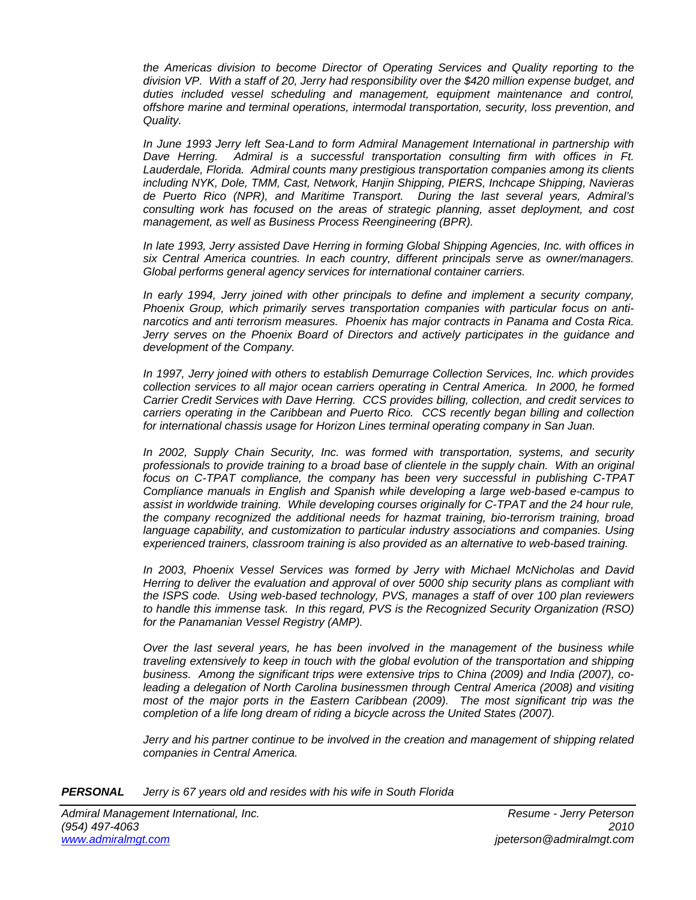*the Americas division to become Director of Operating Services and Quality reporting to the division VP. With a staff of 20, Jerry had responsibility over the $420 million expense budget, and duties included vessel scheduling and management, equipment maintenance and control, offshore marine and terminal operations, intermodal transportation, security, loss prevention, and Quality.*

*In June 1993 Jerry left Sea-Land to form Admiral Management International in partnership with Dave Herring. Admiral is a successful transportation consulting firm with offices in Ft. Lauderdale, Florida. Admiral counts many prestigious transportation companies among its clients including NYK, Dole, TMM, Cast, Network, Hanjin Shipping, PIERS, Inchcape Shipping, Navieras de Puerto Rico (NPR), and Maritime Transport. During the last several years, Admiral's consulting work has focused on the areas of strategic planning, asset deployment, and cost management, as well as Business Process Reengineering (BPR).*

*In late 1993, Jerry assisted Dave Herring in forming Global Shipping Agencies, Inc. with offices in six Central America countries. In each country, different principals serve as owner/managers. Global performs general agency services for international container carriers.*

*In early 1994, Jerry joined with other principals to define and implement a security company, Phoenix Group, which primarily serves transportation companies with particular focus on anti-narcotics and anti terrorism measures. Phoenix has major contracts in Panama and Costa Rica. Jerry serves on the Phoenix Board of Directors and actively participates in the guidance and development of the Company.*

*In 1997, Jerry joined with others to establish Demurrage Collection Services, Inc. which provides collection services to all major ocean carriers operating in Central America. In 2000, he formed Carrier Credit Services with Dave Herring. CCS provides billing, collection, and credit services to carriers operating in the Caribbean and Puerto Rico. CCS recently began billing and collection for international chassis usage for Horizon Lines terminal operating company in San Juan.*

*In 2002, Supply Chain Security, Inc. was formed with transportation, systems, and security professionals to provide training to a broad base of clientele in the supply chain. With an original focus on C-TPAT compliance, the company has been very successful in publishing C-TPAT Compliance manuals in English and Spanish while developing a large web-based e-campus to assist in worldwide training. While developing courses originally for C-TPAT and the 24 hour rule, the company recognized the additional needs for hazmat training, bio-terrorism training, broad language capability, and customization to particular industry associations and companies. Using experienced trainers, classroom training is also provided as an alternative to web-based training.*

*In 2003, Phoenix Vessel Services was formed by Jerry with Michael McNicholas and David Herring to deliver the evaluation and approval of over 5000 ship security plans as compliant with the ISPS code. Using web-based technology, PVS, manages a staff of over 100 plan reviewers to handle this immense task. In this regard, PVS is the Recognized Security Organization (RSO) for the Panamanian Vessel Registry (AMP).*

*Over the last several years, he has been involved in the management of the business while traveling extensively to keep in touch with the global evolution of the transportation and shipping business. Among the significant trips were extensive trips to China (2009) and India (2007), co-leading a delegation of North Carolina businessmen through Central America (2008) and visiting most of the major ports in the Eastern Caribbean (2009). The most significant trip was the completion of a life long dream of riding a bicycle across the United States (2007).*

*Jerry and his partner continue to be involved in the creation and management of shipping related companies in Central America.*

***PERSONAL*** *Jerry is 67 years old and resides with his wife in South Florida*

*Admiral Management International, Inc.*
*(954) 497-4063*
*www.admiralmgt.com*

*Resume - Jerry Peterson*
*2010*
*jpeterson@admiralmgt.com*